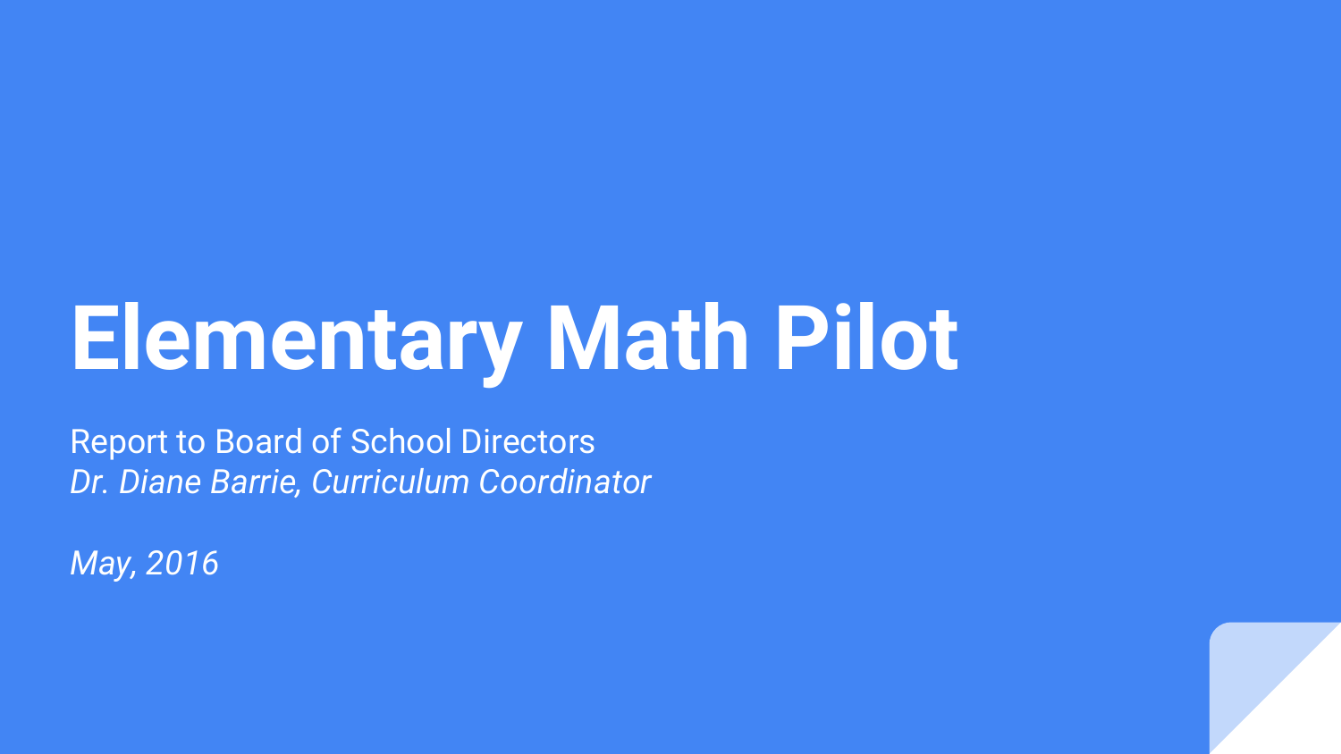# Elementary Math Pilot

Report to Board of School Directors
*Dr. Diane Barrie, Curriculum Coordinator*

*May, 2016*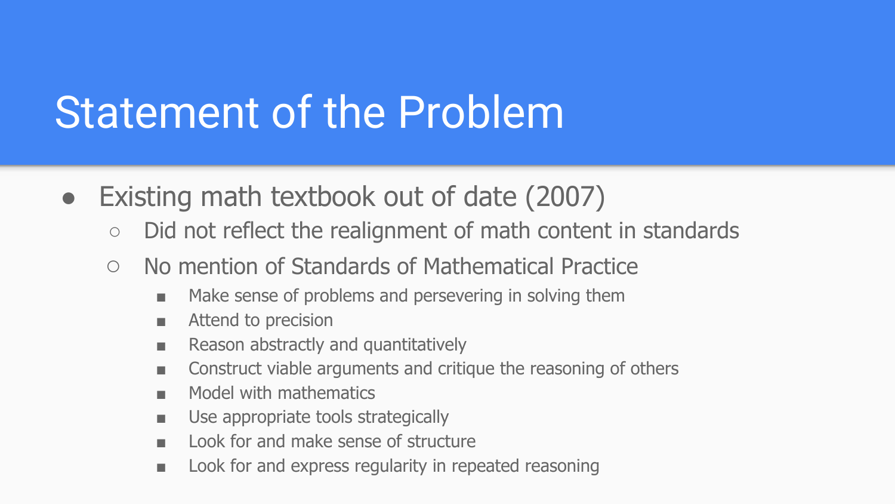# Statement of the Problem

- Existing math textbook out of date (2007)
  - Did not reflect the realignment of math content in standards
  - No mention of Standards of Mathematical Practice
    - Make sense of problems and persevering in solving them
    - Attend to precision
    - Reason abstractly and quantitatively
    - Construct viable arguments and critique the reasoning of others
    - Model with mathematics
    - Use appropriate tools strategically
    - Look for and make sense of structure
    - Look for and express regularity in repeated reasoning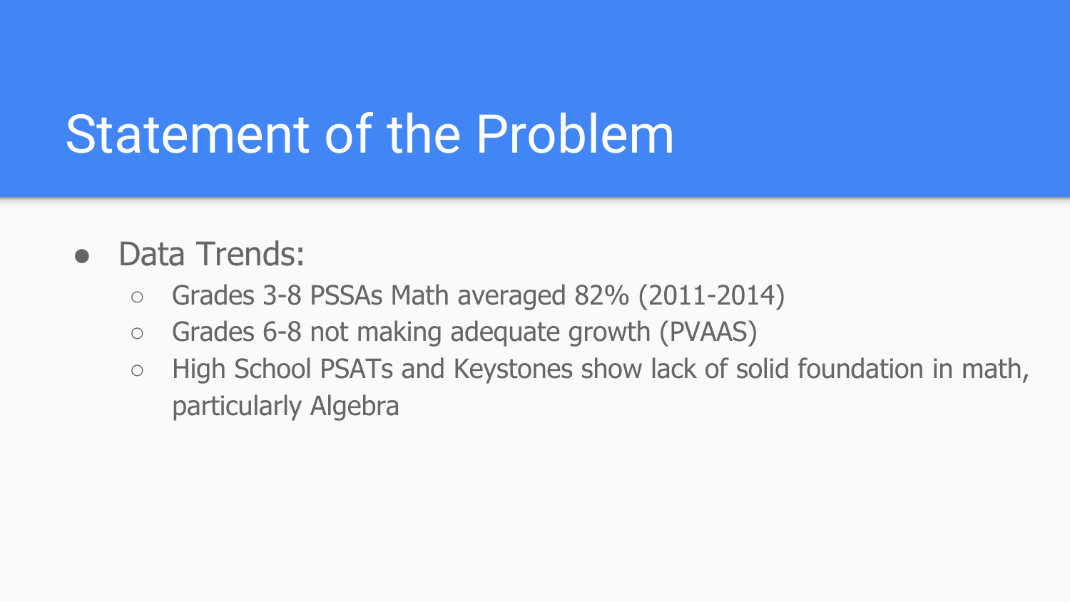# Statement of the Problem

- Data Trends:
  - Grades 3-8 PSSAs Math averaged 82% (2011-2014)
  - Grades 6-8 not making adequate growth (PVAAS)
  - High School PSATs and Keystones show lack of solid foundation in math, particularly Algebra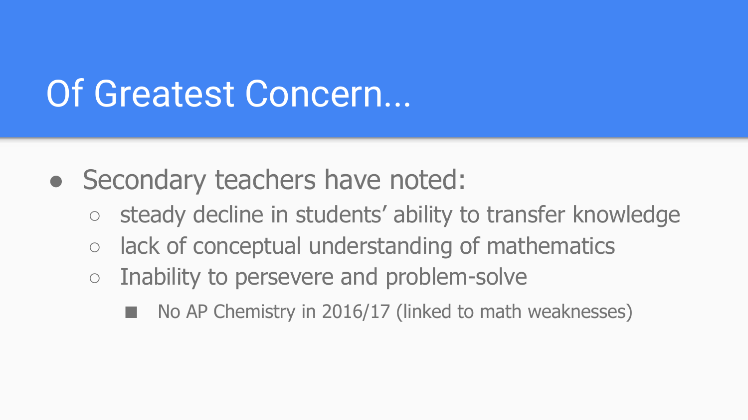# Of Greatest Concern...

- Secondary teachers have noted:
  - steady decline in students' ability to transfer knowledge
  - lack of conceptual understanding of mathematics
  - Inability to persevere and problem-solve
    - No AP Chemistry in 2016/17 (linked to math weaknesses)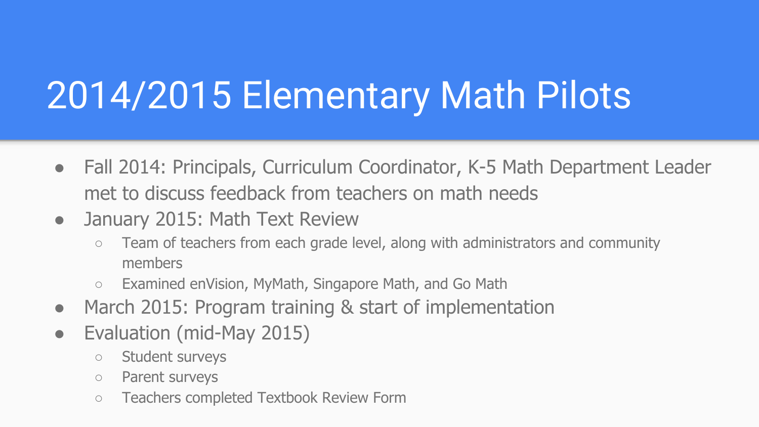# 2014/2015 Elementary Math Pilots

- Fall 2014: Principals, Curriculum Coordinator, K-5 Math Department Leader met to discuss feedback from teachers on math needs
- January 2015: Math Text Review
  - Team of teachers from each grade level, along with administrators and community members
  - Examined enVision, MyMath, Singapore Math, and Go Math
- March 2015: Program training & start of implementation
- Evaluation (mid-May 2015)
  - Student surveys
  - Parent surveys
  - Teachers completed Textbook Review Form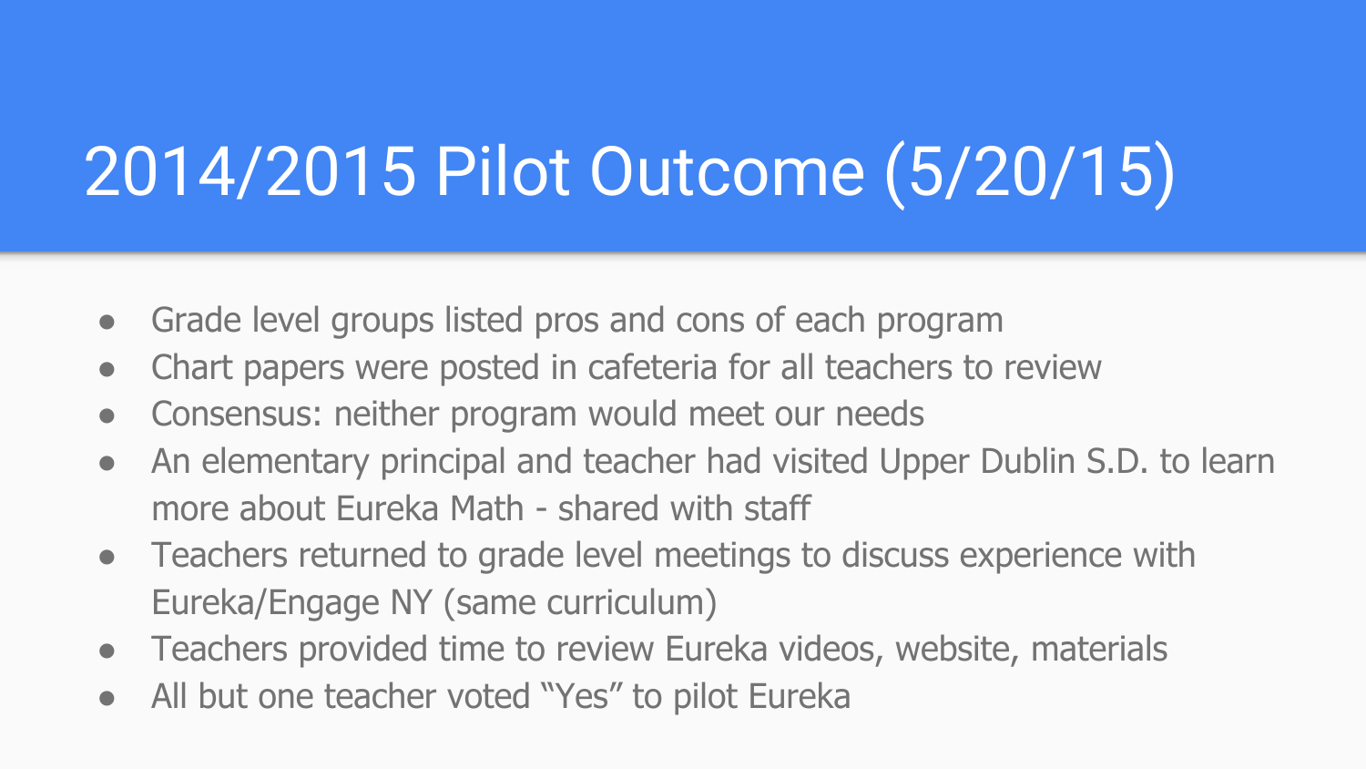# 2014/2015 Pilot Outcome (5/20/15)

- Grade level groups listed pros and cons of each program
- Chart papers were posted in cafeteria for all teachers to review
- Consensus: neither program would meet our needs
- An elementary principal and teacher had visited Upper Dublin S.D. to learn more about Eureka Math - shared with staff
- Teachers returned to grade level meetings to discuss experience with Eureka/Engage NY (same curriculum)
- Teachers provided time to review Eureka videos, website, materials
- All but one teacher voted "Yes" to pilot Eureka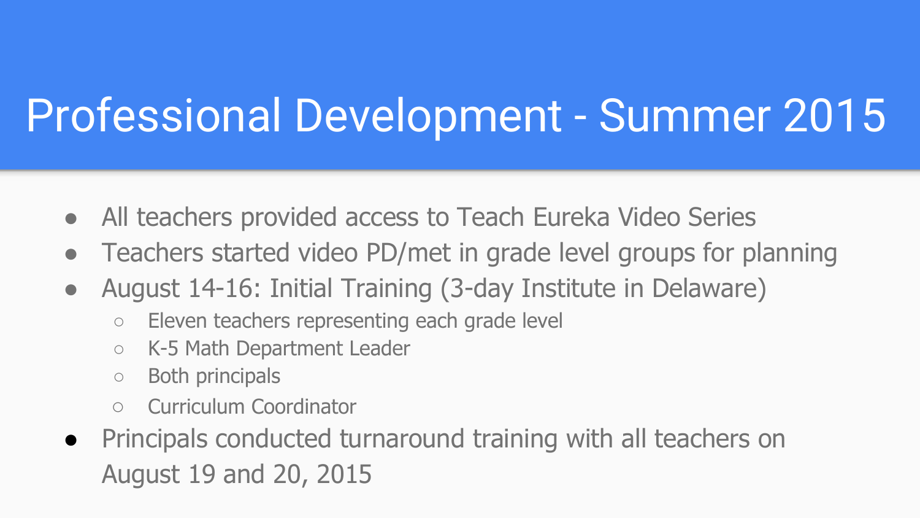# Professional Development - Summer 2015

- All teachers provided access to Teach Eureka Video Series
- Teachers started video PD/met in grade level groups for planning
- August 14-16: Initial Training (3-day Institute in Delaware)
  - Eleven teachers representing each grade level
  - K-5 Math Department Leader
  - Both principals
  - Curriculum Coordinator
- Principals conducted turnaround training with all teachers on August 19 and 20, 2015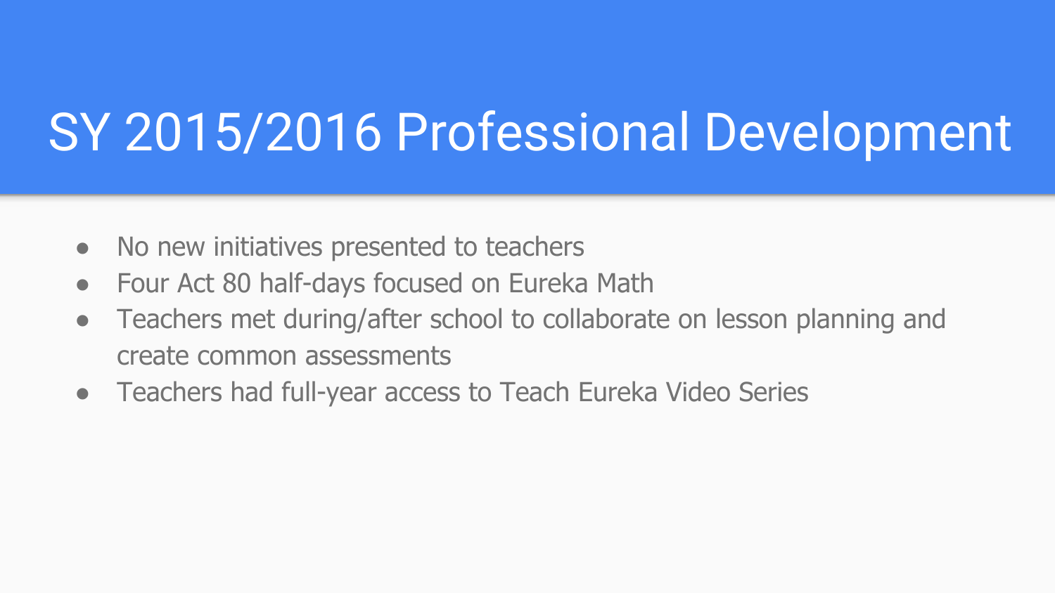# SY 2015/2016 Professional Development

- No new initiatives presented to teachers
- Four Act 80 half-days focused on Eureka Math
- Teachers met during/after school to collaborate on lesson planning and create common assessments
- Teachers had full-year access to Teach Eureka Video Series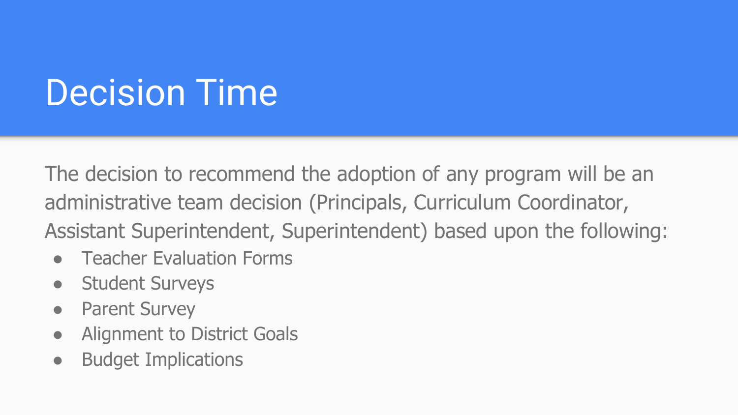# Decision Time

The decision to recommend the adoption of any program will be an administrative team decision (Principals, Curriculum Coordinator, Assistant Superintendent, Superintendent) based upon the following:

- Teacher Evaluation Forms
- Student Surveys
- Parent Survey
- Alignment to District Goals
- Budget Implications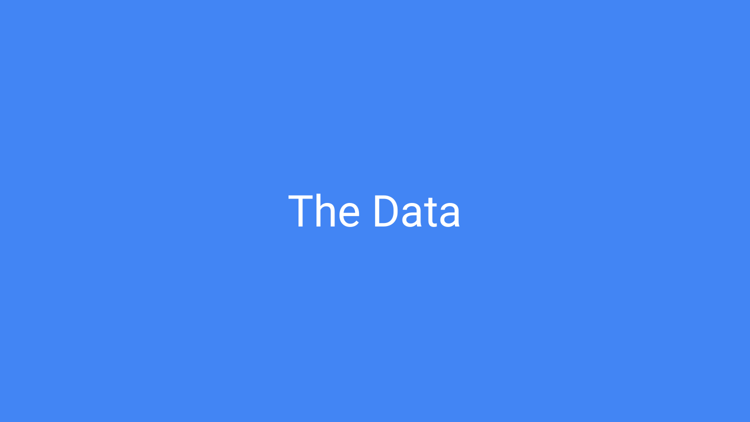# The Data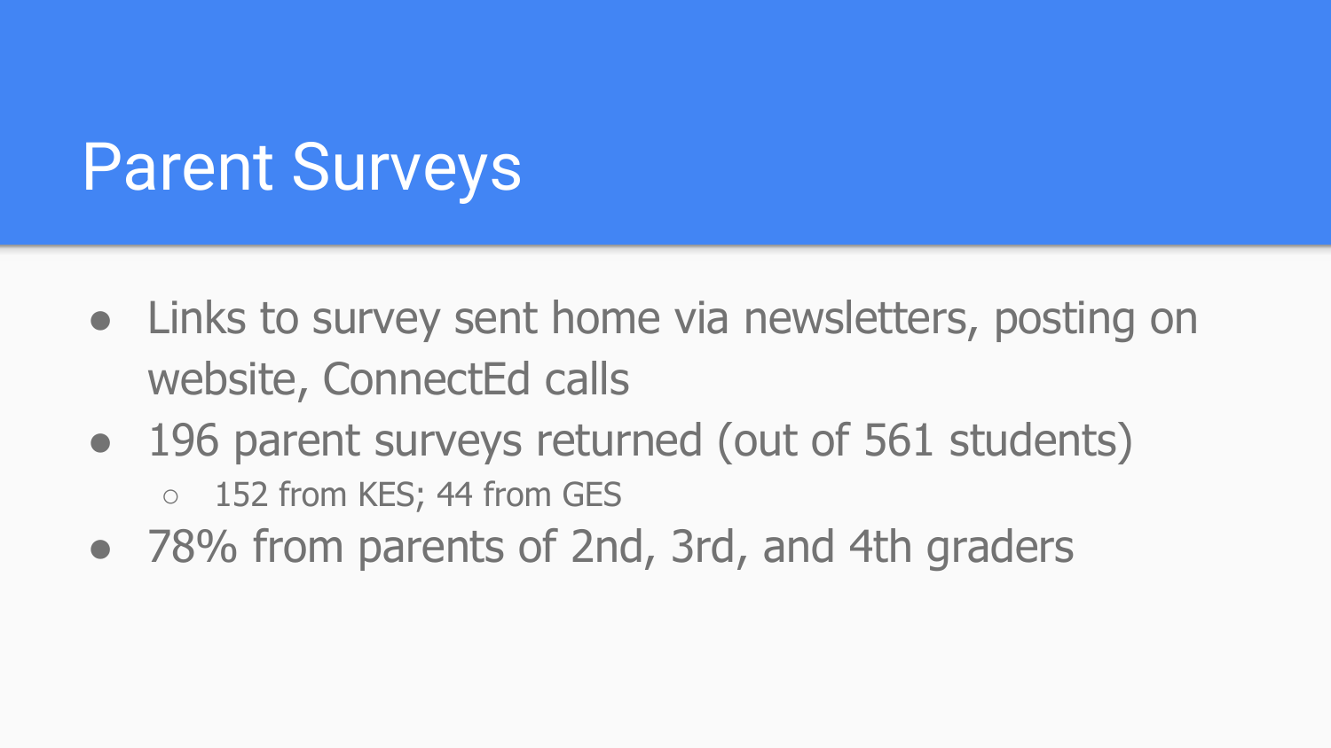# Parent Surveys

- Links to survey sent home via newsletters, posting on website, ConnectEd calls
- 196 parent surveys returned (out of 561 students)
  - 152 from KES; 44 from GES
- 78% from parents of 2nd, 3rd, and 4th graders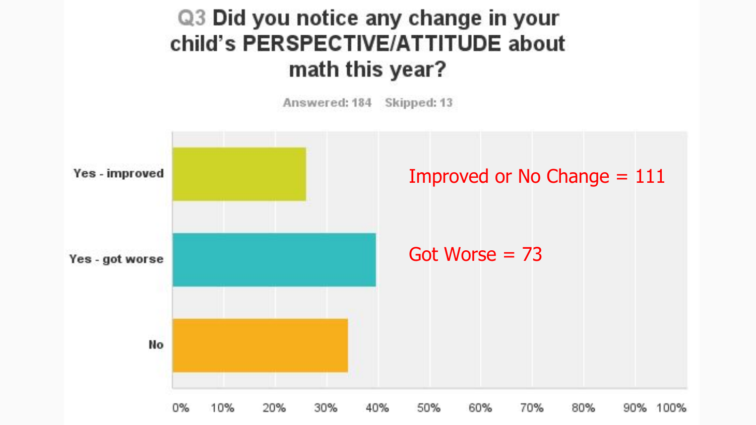# Q3 Did you notice any change in your child's PERSPECTIVE/ATTITUDE about math this year?

Answered: 184 Skipped: 13

Yes - improved

Yes - got worse

No

0% 10% 20% 30% 40% 50% 60% 70% 80% 90% 100%

Improved or No Change = 111

Got Worse = 73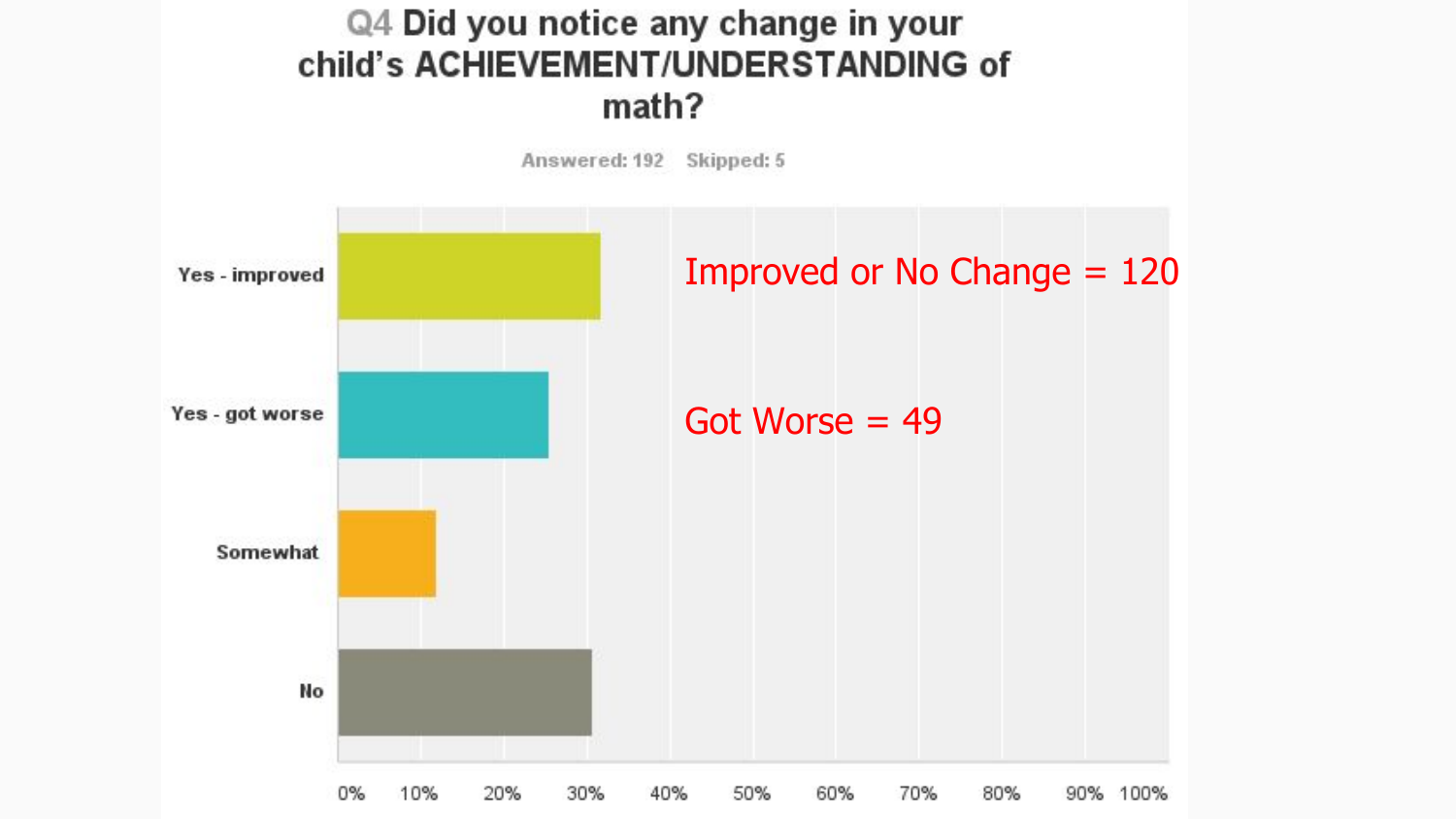## Q4 Did you notice any change in your child's ACHIEVEMENT/UNDERSTANDING of math?

Answered: 192 Skipped: 5

| Response |
| --- |
| Yes - improved |
| Yes - got worse |
| Somewhat |
| No |

0% 10% 20% 30% 40% 50% 60% 70% 80% 90% 100%

Improved or No Change = 120

Got Worse = 49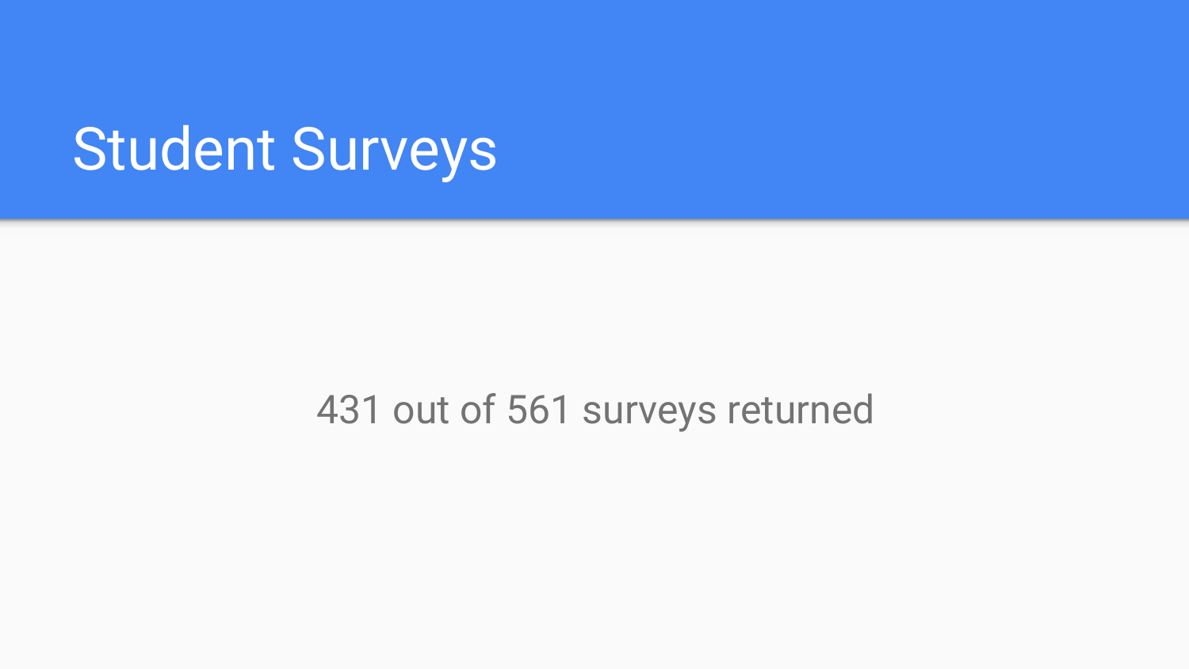# Student Surveys

431 out of 561 surveys returned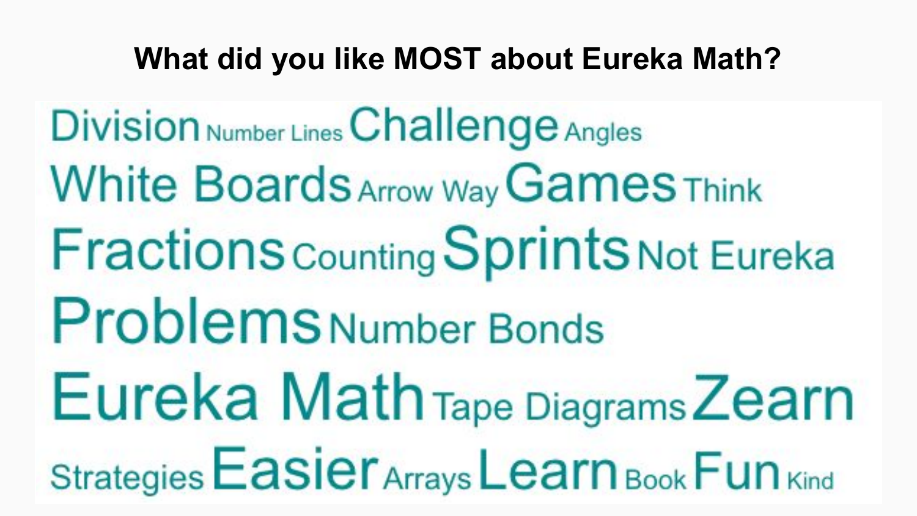# What did you like MOST about Eureka Math?

Division Number Lines Challenge Angles

White Boards Arrow Way Games Think

Fractions Counting Sprints Not Eureka

Problems Number Bonds

Eureka Math Tape Diagrams Zearn

Strategies Easier Arrays Learn Book Fun Kind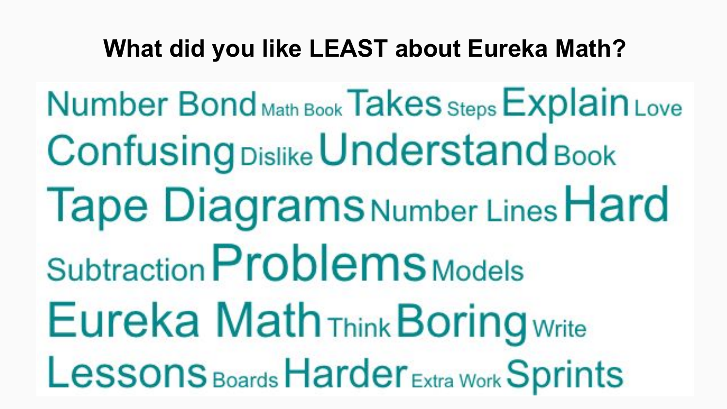# What did you like LEAST about Eureka Math?

Number Bond Math Book Takes Steps Explain Love

Confusing Dislike Understand Book

Tape Diagrams Number Lines Hard

Subtraction Problems Models

Eureka Math Think Boring Write

Lessons Boards Harder Extra Work Sprints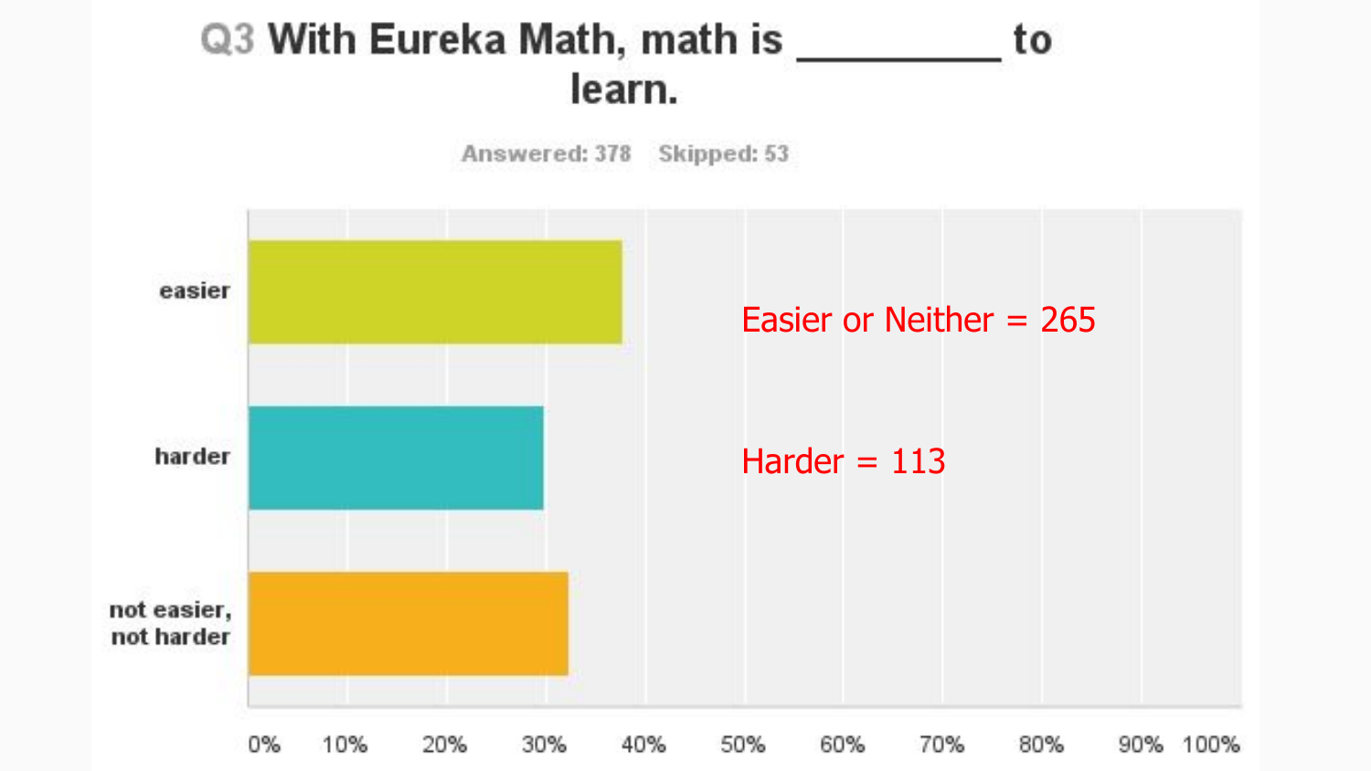## Q3 With Eureka Math, math is _________ to learn.

Answered: 378 Skipped: 53

| Answer | Approximate % |
| --- | --- |
| easier | ~38% |
| harder | ~30% |
| not easier, not harder | ~32% |

Easier or Neither = 265

Harder = 113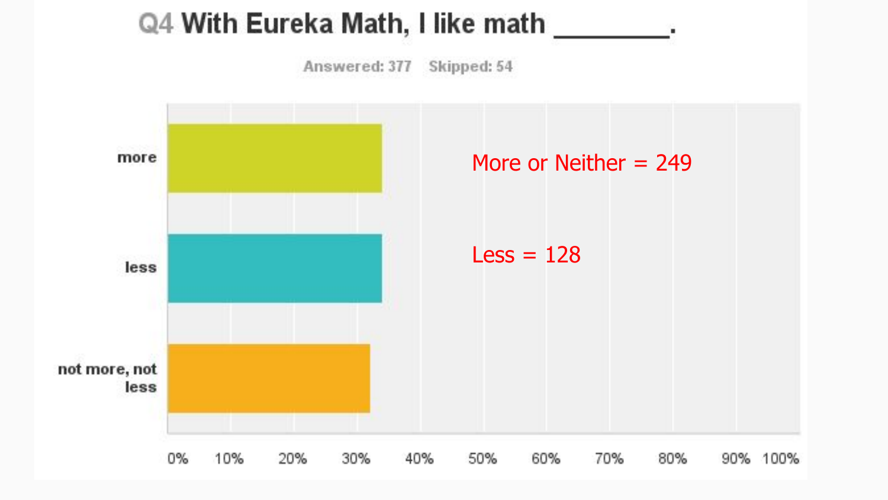## Q4 With Eureka Math, I like math ________.

Answered: 377 Skipped: 54

| Response | Percentage |
|---|---|
| more | ~34% |
| less | ~34% |
| not more, not less | ~32% |

More or Neither = 249

Less = 128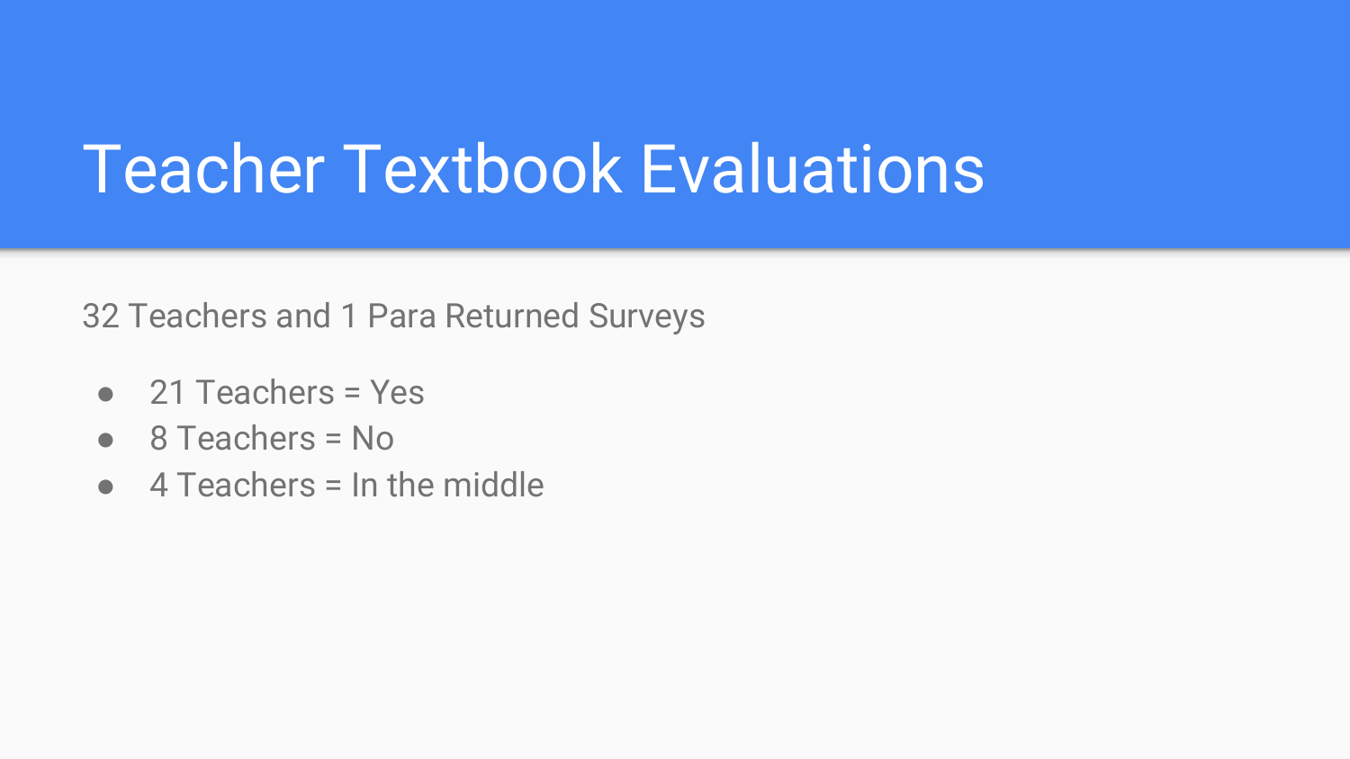# Teacher Textbook Evaluations

32 Teachers and 1 Para Returned Surveys

- 21 Teachers = Yes
- 8 Teachers = No
- 4 Teachers = In the middle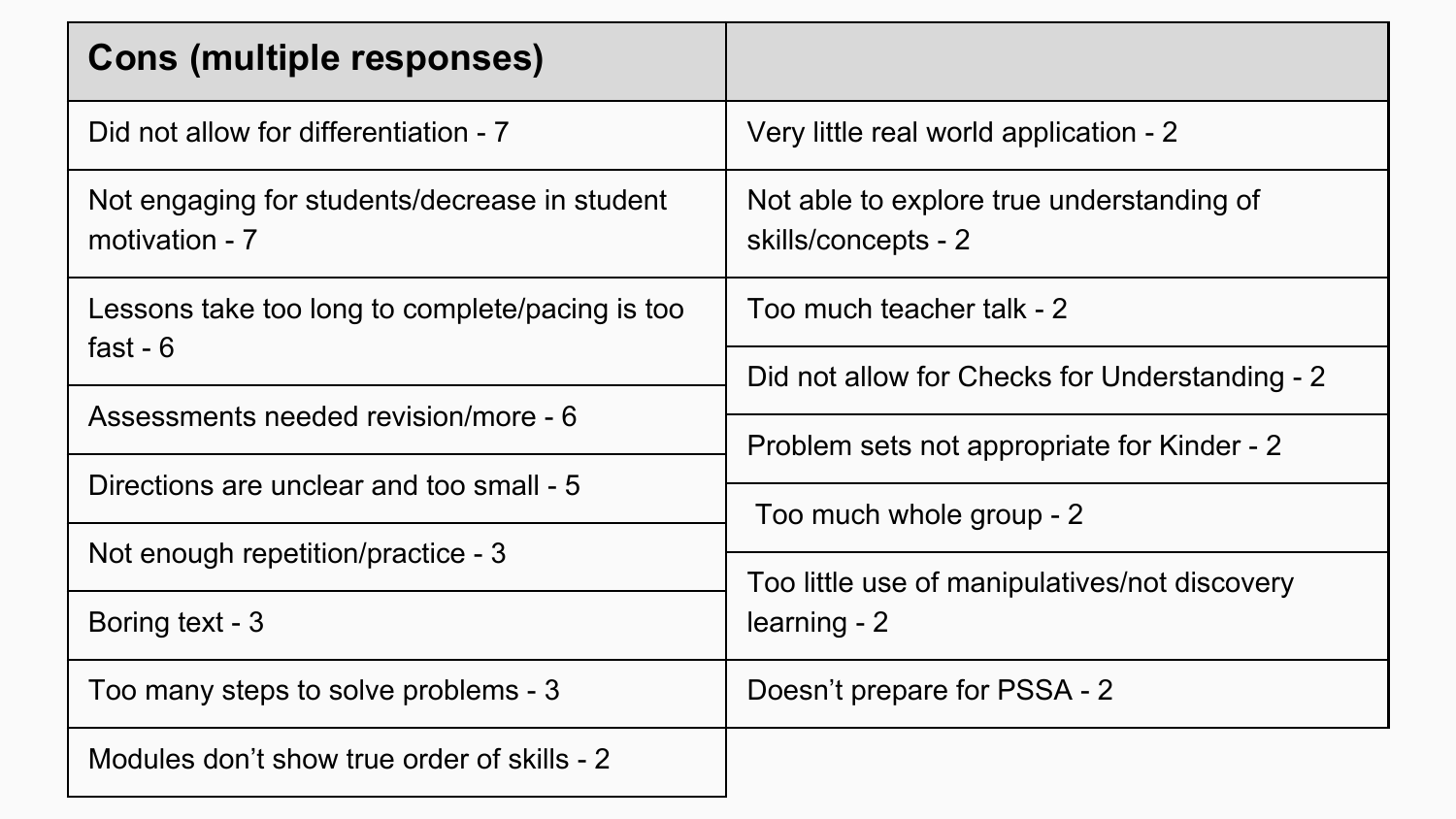| Cons (multiple responses) | |
|---|---|
| Did not allow for differentiation - 7 | Very little real world application - 2 |
| Not engaging for students/decrease in student motivation - 7 | Not able to explore true understanding of skills/concepts - 2 |
| Lessons take too long to complete/pacing is too fast - 6 | Too much teacher talk - 2 |
| Assessments needed revision/more - 6 | Did not allow for Checks for Understanding - 2 |
| Directions are unclear and too small - 5 | Problem sets not appropriate for Kinder - 2 |
| Not enough repetition/practice - 3 | Too much whole group - 2 |
| Boring text - 3 | Too little use of manipulatives/not discovery learning - 2 |
| Too many steps to solve problems - 3 | Doesn't prepare for PSSA - 2 |
| Modules don't show true order of skills - 2 | |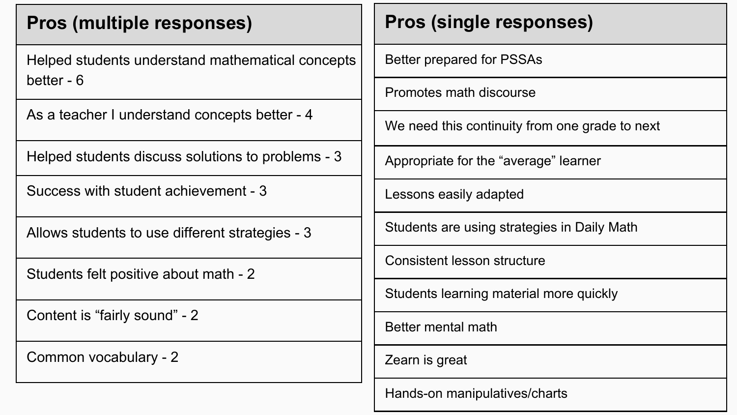| Pros (multiple responses) |
| --- |
| Helped students understand mathematical concepts better - 6 |
| As a teacher I understand concepts better - 4 |
| Helped students discuss solutions to problems - 3 |
| Success with student achievement - 3 |
| Allows students to use different strategies - 3 |
| Students felt positive about math - 2 |
| Content is “fairly sound” - 2 |
| Common vocabulary - 2 |

| Pros (single responses) |
| --- |
| Better prepared for PSSAs |
| Promotes math discourse |
| We need this continuity from one grade to next |
| Appropriate for the “average” learner |
| Lessons easily adapted |
| Students are using strategies in Daily Math |
| Consistent lesson structure |
| Students learning material more quickly |
| Better mental math |
| Zearn is great |
| Hands-on manipulatives/charts |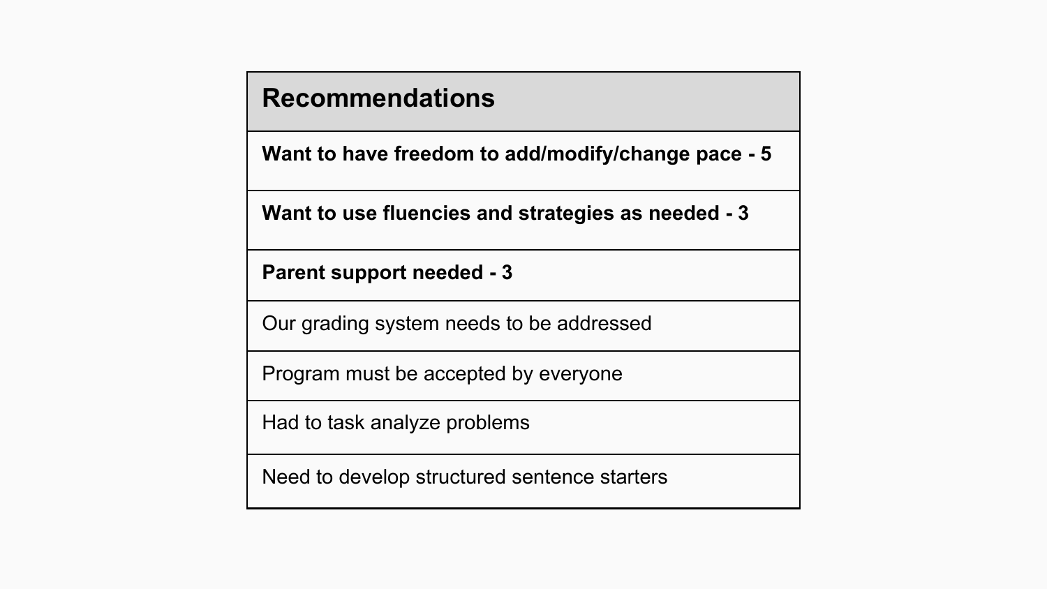| Recommendations |
| --- |
| **Want to have freedom to add/modify/change pace - 5** |
| **Want to use fluencies and strategies as needed - 3** |
| **Parent support needed - 3** |
| Our grading system needs to be addressed |
| Program must be accepted by everyone |
| Had to task analyze problems |
| Need to develop structured sentence starters |